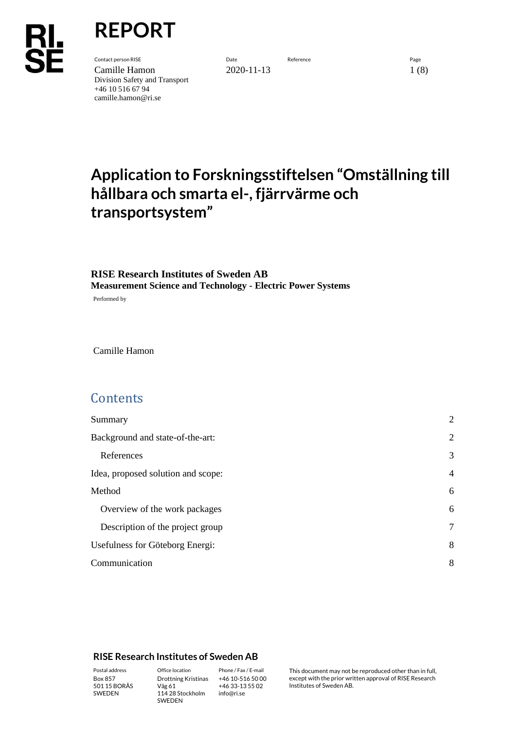# REPORT

| Contact person RISE | Date | Reference | Page |
|---|---|---|---|
| Camille Hamon<br>Division Safety and Transport<br>+46 10 516 67 94<br>camille.hamon@ri.se | 2020-11-13 | | 1 (8) |

# Application to Forskningsstiftelsen "Omställning till hållbara och smarta el-, fjärrvärme och transportsystem"

**RISE Research Institutes of Sweden AB**
**Measurement Science and Technology - Electric Power Systems**

Performed by

Camille Hamon

## Contents

| | |
|---|---|
| Summary | 2 |
| Background and state-of-the-art: | 2 |
| References | 3 |
| Idea, proposed solution and scope: | 4 |
| Method | 6 |
| Overview of the work packages | 6 |
| Description of the project group | 7 |
| Usefulness for Göteborg Energi: | 8 |
| Communication | 8 |

**RISE Research Institutes of Sweden AB**

| Postal address | Office location | Phone / Fax / E-mail | |
|---|---|---|---|
| Box 857<br>501 15 BORÅS<br>SWEDEN | Drottning Kristinas Väg 61<br>114 28 Stockholm<br>SWEDEN | +46 10-516 50 00<br>+46 33-13 55 02<br>info@ri.se | This document may not be reproduced other than in full, except with the prior written approval of RISE Research Institutes of Sweden AB. |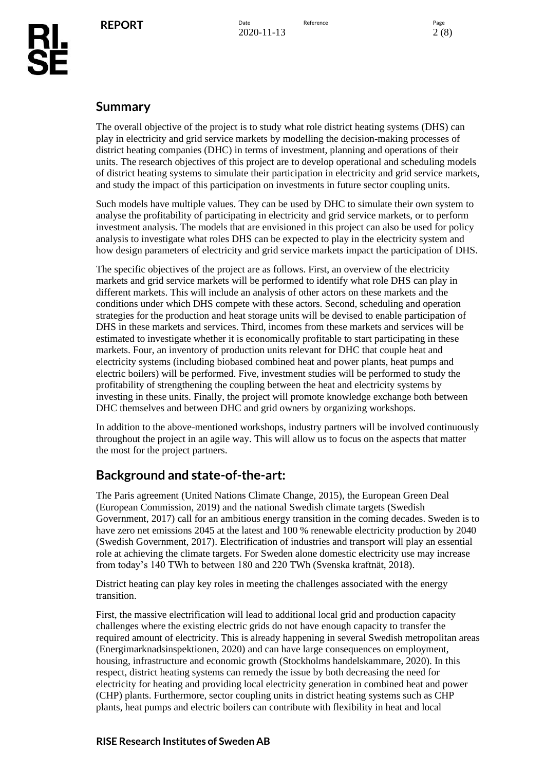## Summary

The overall objective of the project is to study what role district heating systems (DHS) can play in electricity and grid service markets by modelling the decision-making processes of district heating companies (DHC) in terms of investment, planning and operations of their units. The research objectives of this project are to develop operational and scheduling models of district heating systems to simulate their participation in electricity and grid service markets, and study the impact of this participation on investments in future sector coupling units.

Such models have multiple values. They can be used by DHC to simulate their own system to analyse the profitability of participating in electricity and grid service markets, or to perform investment analysis. The models that are envisioned in this project can also be used for policy analysis to investigate what roles DHS can be expected to play in the electricity system and how design parameters of electricity and grid service markets impact the participation of DHS.

The specific objectives of the project are as follows. First, an overview of the electricity markets and grid service markets will be performed to identify what role DHS can play in different markets. This will include an analysis of other actors on these markets and the conditions under which DHS compete with these actors. Second, scheduling and operation strategies for the production and heat storage units will be devised to enable participation of DHS in these markets and services. Third, incomes from these markets and services will be estimated to investigate whether it is economically profitable to start participating in these markets. Four, an inventory of production units relevant for DHC that couple heat and electricity systems (including biobased combined heat and power plants, heat pumps and electric boilers) will be performed. Five, investment studies will be performed to study the profitability of strengthening the coupling between the heat and electricity systems by investing in these units. Finally, the project will promote knowledge exchange both between DHC themselves and between DHC and grid owners by organizing workshops.

In addition to the above-mentioned workshops, industry partners will be involved continuously throughout the project in an agile way. This will allow us to focus on the aspects that matter the most for the project partners.

## Background and state-of-the-art:

The Paris agreement (United Nations Climate Change, 2015), the European Green Deal (European Commission, 2019) and the national Swedish climate targets (Swedish Government, 2017) call for an ambitious energy transition in the coming decades. Sweden is to have zero net emissions 2045 at the latest and 100 % renewable electricity production by 2040 (Swedish Government, 2017). Electrification of industries and transport will play an essential role at achieving the climate targets. For Sweden alone domestic electricity use may increase from today's 140 TWh to between 180 and 220 TWh (Svenska kraftnät, 2018).

District heating can play key roles in meeting the challenges associated with the energy transition.

First, the massive electrification will lead to additional local grid and production capacity challenges where the existing electric grids do not have enough capacity to transfer the required amount of electricity. This is already happening in several Swedish metropolitan areas (Energimarknadsinspektionen, 2020) and can have large consequences on employment, housing, infrastructure and economic growth (Stockholms handelskammare, 2020). In this respect, district heating systems can remedy the issue by both decreasing the need for electricity for heating and providing local electricity generation in combined heat and power (CHP) plants. Furthermore, sector coupling units in district heating systems such as CHP plants, heat pumps and electric boilers can contribute with flexibility in heat and local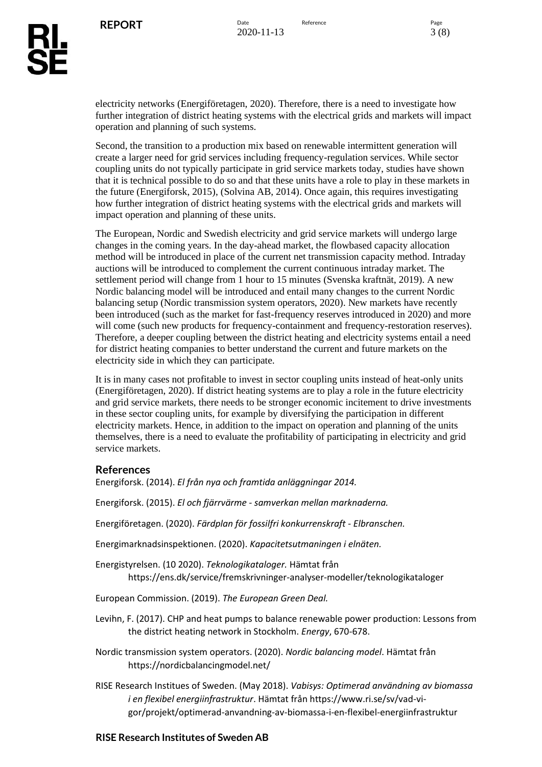electricity networks (Energiföretagen, 2020). Therefore, there is a need to investigate how further integration of district heating systems with the electrical grids and markets will impact operation and planning of such systems.

Second, the transition to a production mix based on renewable intermittent generation will create a larger need for grid services including frequency-regulation services. While sector coupling units do not typically participate in grid service markets today, studies have shown that it is technical possible to do so and that these units have a role to play in these markets in the future (Energiforsk, 2015), (Solvina AB, 2014). Once again, this requires investigating how further integration of district heating systems with the electrical grids and markets will impact operation and planning of these units.

The European, Nordic and Swedish electricity and grid service markets will undergo large changes in the coming years. In the day-ahead market, the flowbased capacity allocation method will be introduced in place of the current net transmission capacity method. Intraday auctions will be introduced to complement the current continuous intraday market. The settlement period will change from 1 hour to 15 minutes (Svenska kraftnät, 2019). A new Nordic balancing model will be introduced and entail many changes to the current Nordic balancing setup (Nordic transmission system operators, 2020). New markets have recently been introduced (such as the market for fast-frequency reserves introduced in 2020) and more will come (such new products for frequency-containment and frequency-restoration reserves). Therefore, a deeper coupling between the district heating and electricity systems entail a need for district heating companies to better understand the current and future markets on the electricity side in which they can participate.

It is in many cases not profitable to invest in sector coupling units instead of heat-only units (Energiföretagen, 2020). If district heating systems are to play a role in the future electricity and grid service markets, there needs to be stronger economic incitement to drive investments in these sector coupling units, for example by diversifying the participation in different electricity markets. Hence, in addition to the impact on operation and planning of the units themselves, there is a need to evaluate the profitability of participating in electricity and grid service markets.

## References

Energiforsk. (2014). *El från nya och framtida anläggningar 2014.*

Energiforsk. (2015). *El och fjärrvärme - samverkan mellan marknaderna.*

Energiföretagen. (2020). *Färdplan för fossilfri konkurrenskraft - Elbranschen.*

Energimarknadsinspektionen. (2020). *Kapacitetsutmaningen i elnäten.*

Energistyrelsen. (10 2020). *Teknologikataloger.* Hämtat från https://ens.dk/service/fremskrivninger-analyser-modeller/teknologikataloger

European Commission. (2019). *The European Green Deal.*

Levihn, F. (2017). CHP and heat pumps to balance renewable power production: Lessons from the district heating network in Stockholm. *Energy*, 670-678.

Nordic transmission system operators. (2020). *Nordic balancing model*. Hämtat från https://nordicbalancingmodel.net/

RISE Research Institues of Sweden. (May 2018). *Vabisys: Optimerad användning av biomassa i en flexibel energiinfrastruktur*. Hämtat från https://www.ri.se/sv/vad-vi-gor/projekt/optimerad-anvandning-av-biomassa-i-en-flexibel-energiinfrastruktur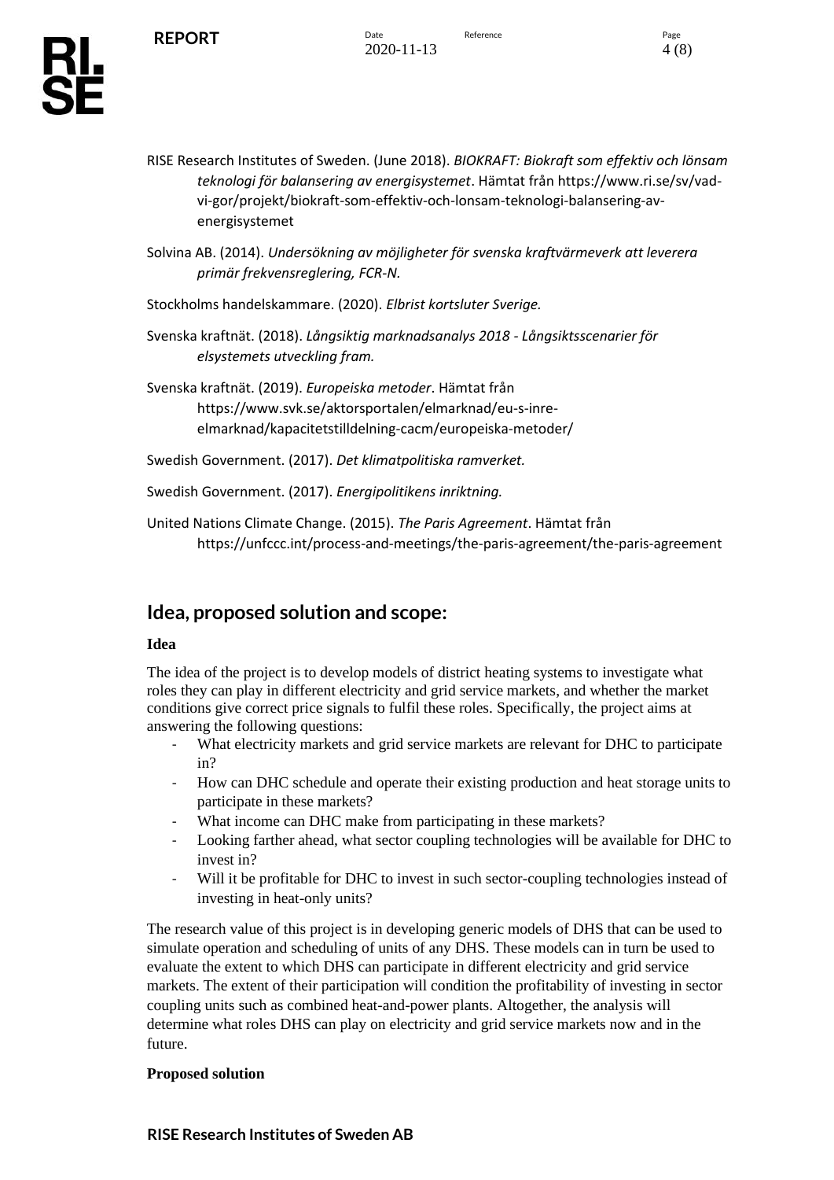RISE Research Institutes of Sweden. (June 2018). *BIOKRAFT: Biokraft som effektiv och lönsam teknologi för balansering av energisystemet*. Hämtat från https://www.ri.se/sv/vad-vi-gor/projekt/biokraft-som-effektiv-och-lonsam-teknologi-balansering-av-energisystemet

Solvina AB. (2014). *Undersökning av möjligheter för svenska kraftvärmeverk att leverera primär frekvensreglering, FCR-N.*

Stockholms handelskammare. (2020). *Elbrist kortsluter Sverige.*

Svenska kraftnät. (2018). *Långsiktig marknadsanalys 2018 - Långsiktsscenarier för elsystemets utveckling fram.*

Svenska kraftnät. (2019). *Europeiska metoder*. Hämtat från https://www.svk.se/aktorsportalen/elmarknad/eu-s-inre-elmarknad/kapacitetstilldelning-cacm/europeiska-metoder/

Swedish Government. (2017). *Det klimatpolitiska ramverket.*

Swedish Government. (2017). *Energipolitikens inriktning.*

United Nations Climate Change. (2015). *The Paris Agreement*. Hämtat från https://unfccc.int/process-and-meetings/the-paris-agreement/the-paris-agreement

## Idea, proposed solution and scope:

**Idea**

The idea of the project is to develop models of district heating systems to investigate what roles they can play in different electricity and grid service markets, and whether the market conditions give correct price signals to fulfil these roles. Specifically, the project aims at answering the following questions:

- What electricity markets and grid service markets are relevant for DHC to participate in?
- How can DHC schedule and operate their existing production and heat storage units to participate in these markets?
- What income can DHC make from participating in these markets?
- Looking farther ahead, what sector coupling technologies will be available for DHC to invest in?
- Will it be profitable for DHC to invest in such sector-coupling technologies instead of investing in heat-only units?

The research value of this project is in developing generic models of DHS that can be used to simulate operation and scheduling of units of any DHS. These models can in turn be used to evaluate the extent to which DHS can participate in different electricity and grid service markets. The extent of their participation will condition the profitability of investing in sector coupling units such as combined heat-and-power plants. Altogether, the analysis will determine what roles DHS can play on electricity and grid service markets now and in the future.

**Proposed solution**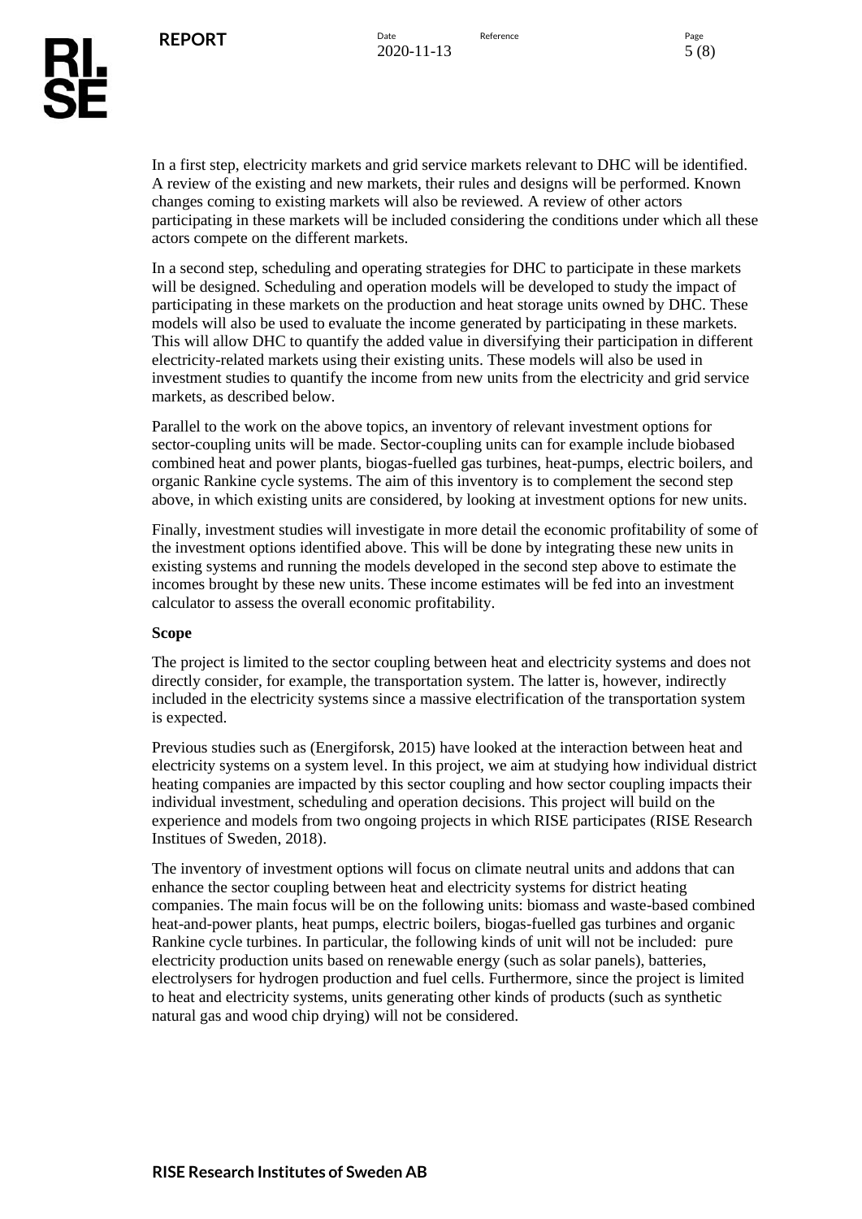In a first step, electricity markets and grid service markets relevant to DHC will be identified. A review of the existing and new markets, their rules and designs will be performed. Known changes coming to existing markets will also be reviewed. A review of other actors participating in these markets will be included considering the conditions under which all these actors compete on the different markets.

In a second step, scheduling and operating strategies for DHC to participate in these markets will be designed. Scheduling and operation models will be developed to study the impact of participating in these markets on the production and heat storage units owned by DHC. These models will also be used to evaluate the income generated by participating in these markets. This will allow DHC to quantify the added value in diversifying their participation in different electricity-related markets using their existing units. These models will also be used in investment studies to quantify the income from new units from the electricity and grid service markets, as described below.

Parallel to the work on the above topics, an inventory of relevant investment options for sector-coupling units will be made. Sector-coupling units can for example include biobased combined heat and power plants, biogas-fuelled gas turbines, heat-pumps, electric boilers, and organic Rankine cycle systems. The aim of this inventory is to complement the second step above, in which existing units are considered, by looking at investment options for new units.

Finally, investment studies will investigate in more detail the economic profitability of some of the investment options identified above. This will be done by integrating these new units in existing systems and running the models developed in the second step above to estimate the incomes brought by these new units. These income estimates will be fed into an investment calculator to assess the overall economic profitability.

**Scope**

The project is limited to the sector coupling between heat and electricity systems and does not directly consider, for example, the transportation system. The latter is, however, indirectly included in the electricity systems since a massive electrification of the transportation system is expected.

Previous studies such as (Energiforsk, 2015) have looked at the interaction between heat and electricity systems on a system level. In this project, we aim at studying how individual district heating companies are impacted by this sector coupling and how sector coupling impacts their individual investment, scheduling and operation decisions. This project will build on the experience and models from two ongoing projects in which RISE participates (RISE Research Institues of Sweden, 2018).

The inventory of investment options will focus on climate neutral units and addons that can enhance the sector coupling between heat and electricity systems for district heating companies. The main focus will be on the following units: biomass and waste-based combined heat-and-power plants, heat pumps, electric boilers, biogas-fuelled gas turbines and organic Rankine cycle turbines. In particular, the following kinds of unit will not be included: pure electricity production units based on renewable energy (such as solar panels), batteries, electrolysers for hydrogen production and fuel cells. Furthermore, since the project is limited to heat and electricity systems, units generating other kinds of products (such as synthetic natural gas and wood chip drying) will not be considered.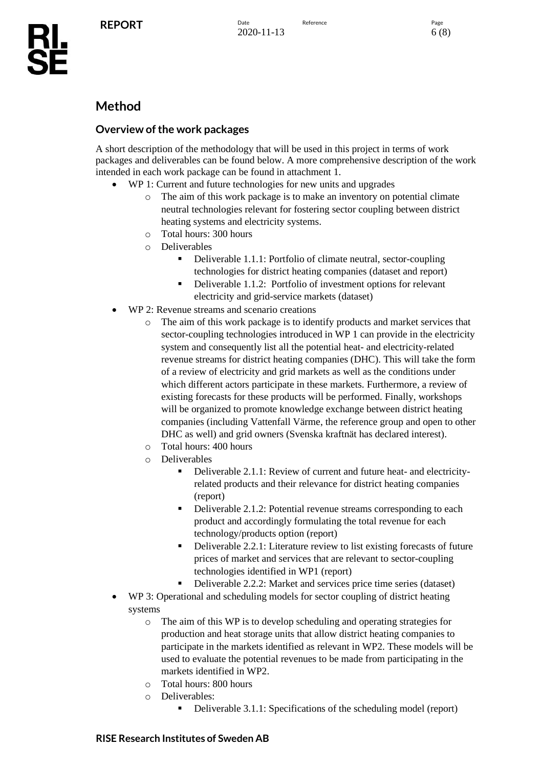# Method

## Overview of the work packages

A short description of the methodology that will be used in this project in terms of work packages and deliverables can be found below. A more comprehensive description of the work intended in each work package can be found in attachment 1.

- WP 1: Current and future technologies for new units and upgrades
  - The aim of this work package is to make an inventory on potential climate neutral technologies relevant for fostering sector coupling between district heating systems and electricity systems.
  - Total hours: 300 hours
  - Deliverables
    - Deliverable 1.1.1: Portfolio of climate neutral, sector-coupling technologies for district heating companies (dataset and report)
    - Deliverable 1.1.2: Portfolio of investment options for relevant electricity and grid-service markets (dataset)
- WP 2: Revenue streams and scenario creations
  - The aim of this work package is to identify products and market services that sector-coupling technologies introduced in WP 1 can provide in the electricity system and consequently list all the potential heat- and electricity-related revenue streams for district heating companies (DHC). This will take the form of a review of electricity and grid markets as well as the conditions under which different actors participate in these markets. Furthermore, a review of existing forecasts for these products will be performed. Finally, workshops will be organized to promote knowledge exchange between district heating companies (including Vattenfall Värme, the reference group and open to other DHC as well) and grid owners (Svenska kraftnät has declared interest).
  - Total hours: 400 hours
  - Deliverables
    - Deliverable 2.1.1: Review of current and future heat- and electricity-related products and their relevance for district heating companies (report)
    - Deliverable 2.1.2: Potential revenue streams corresponding to each product and accordingly formulating the total revenue for each technology/products option (report)
    - Deliverable 2.2.1: Literature review to list existing forecasts of future prices of market and services that are relevant to sector-coupling technologies identified in WP1 (report)
    - Deliverable 2.2.2: Market and services price time series (dataset)
- WP 3: Operational and scheduling models for sector coupling of district heating systems
  - The aim of this WP is to develop scheduling and operating strategies for production and heat storage units that allow district heating companies to participate in the markets identified as relevant in WP2. These models will be used to evaluate the potential revenues to be made from participating in the markets identified in WP2.
  - Total hours: 800 hours
  - Deliverables:
    - Deliverable 3.1.1: Specifications of the scheduling model (report)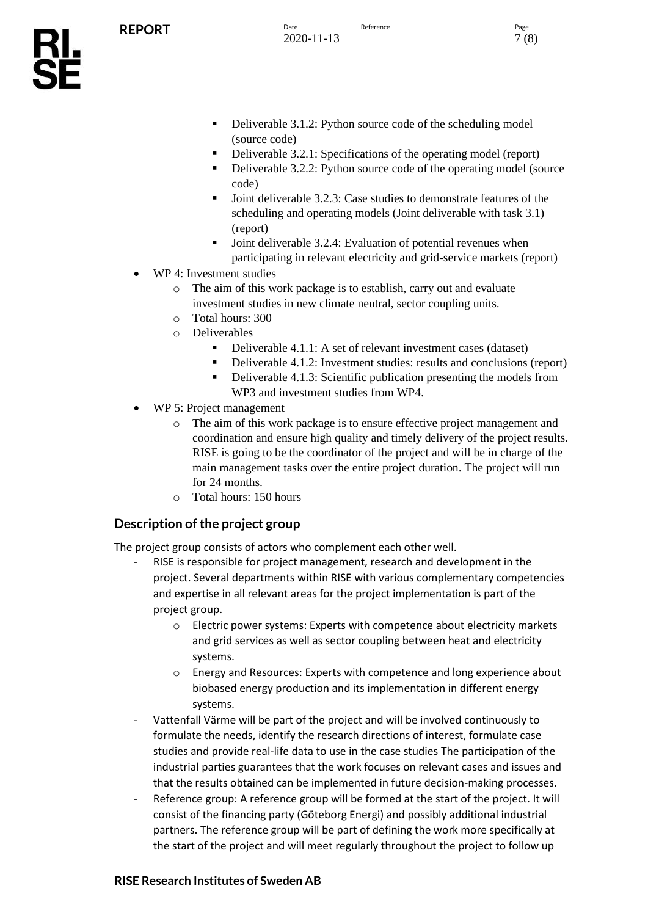- Deliverable 3.1.2: Python source code of the scheduling model (source code)
- Deliverable 3.2.1: Specifications of the operating model (report)
- Deliverable 3.2.2: Python source code of the operating model (source code)
- Joint deliverable 3.2.3: Case studies to demonstrate features of the scheduling and operating models (Joint deliverable with task 3.1) (report)
- Joint deliverable 3.2.4: Evaluation of potential revenues when participating in relevant electricity and grid-service markets (report)

- WP 4: Investment studies
  - The aim of this work package is to establish, carry out and evaluate investment studies in new climate neutral, sector coupling units.
  - Total hours: 300
  - Deliverables
    - Deliverable 4.1.1: A set of relevant investment cases (dataset)
    - Deliverable 4.1.2: Investment studies: results and conclusions (report)
    - Deliverable 4.1.3: Scientific publication presenting the models from WP3 and investment studies from WP4.
- WP 5: Project management
  - The aim of this work package is to ensure effective project management and coordination and ensure high quality and timely delivery of the project results. RISE is going to be the coordinator of the project and will be in charge of the main management tasks over the entire project duration. The project will run for 24 months.
  - Total hours: 150 hours

## Description of the project group

The project group consists of actors who complement each other well.

- RISE is responsible for project management, research and development in the project. Several departments within RISE with various complementary competencies and expertise in all relevant areas for the project implementation is part of the project group.
  - Electric power systems: Experts with competence about electricity markets and grid services as well as sector coupling between heat and electricity systems.
  - Energy and Resources: Experts with competence and long experience about biobased energy production and its implementation in different energy systems.
- Vattenfall Värme will be part of the project and will be involved continuously to formulate the needs, identify the research directions of interest, formulate case studies and provide real-life data to use in the case studies The participation of the industrial parties guarantees that the work focuses on relevant cases and issues and that the results obtained can be implemented in future decision-making processes.
- Reference group: A reference group will be formed at the start of the project. It will consist of the financing party (Göteborg Energi) and possibly additional industrial partners. The reference group will be part of defining the work more specifically at the start of the project and will meet regularly throughout the project to follow up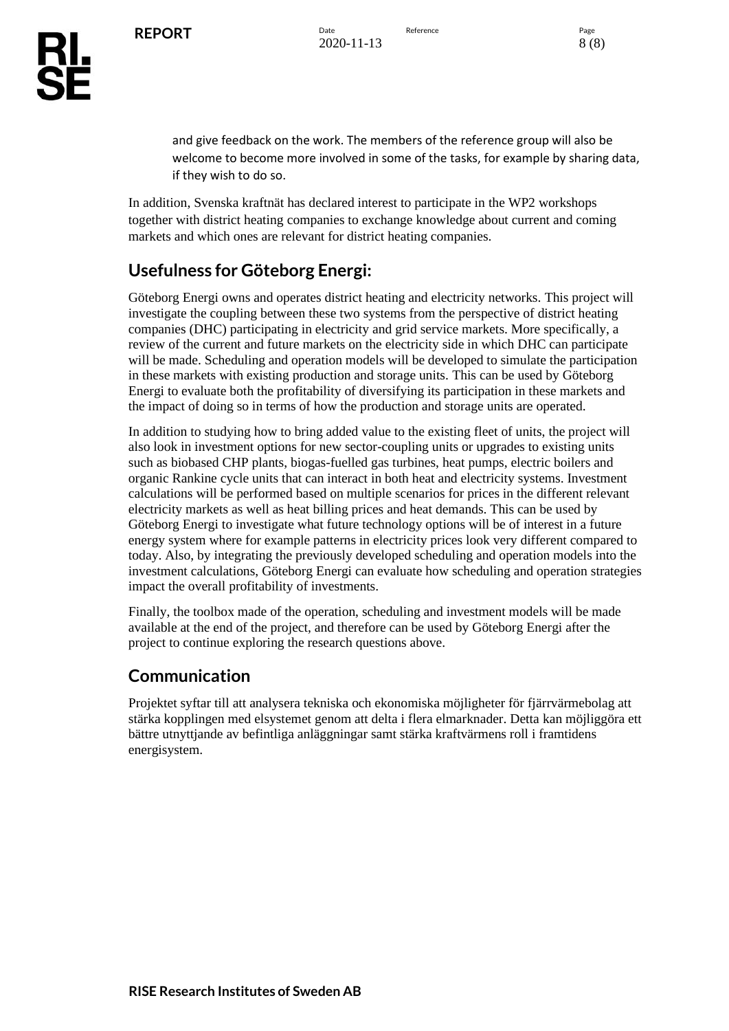and give feedback on the work. The members of the reference group will also be welcome to become more involved in some of the tasks, for example by sharing data, if they wish to do so.

In addition, Svenska kraftnät has declared interest to participate in the WP2 workshops together with district heating companies to exchange knowledge about current and coming markets and which ones are relevant for district heating companies.

## Usefulness for Göteborg Energi:

Göteborg Energi owns and operates district heating and electricity networks. This project will investigate the coupling between these two systems from the perspective of district heating companies (DHC) participating in electricity and grid service markets. More specifically, a review of the current and future markets on the electricity side in which DHC can participate will be made. Scheduling and operation models will be developed to simulate the participation in these markets with existing production and storage units. This can be used by Göteborg Energi to evaluate both the profitability of diversifying its participation in these markets and the impact of doing so in terms of how the production and storage units are operated.

In addition to studying how to bring added value to the existing fleet of units, the project will also look in investment options for new sector-coupling units or upgrades to existing units such as biobased CHP plants, biogas-fuelled gas turbines, heat pumps, electric boilers and organic Rankine cycle units that can interact in both heat and electricity systems. Investment calculations will be performed based on multiple scenarios for prices in the different relevant electricity markets as well as heat billing prices and heat demands. This can be used by Göteborg Energi to investigate what future technology options will be of interest in a future energy system where for example patterns in electricity prices look very different compared to today. Also, by integrating the previously developed scheduling and operation models into the investment calculations, Göteborg Energi can evaluate how scheduling and operation strategies impact the overall profitability of investments.

Finally, the toolbox made of the operation, scheduling and investment models will be made available at the end of the project, and therefore can be used by Göteborg Energi after the project to continue exploring the research questions above.

## Communication

Projektet syftar till att analysera tekniska och ekonomiska möjligheter för fjärrvärmebolag att stärka kopplingen med elsystemet genom att delta i flera elmarknader. Detta kan möjliggöra ett bättre utnyttjande av befintliga anläggningar samt stärka kraftvärmens roll i framtidens energisystem.